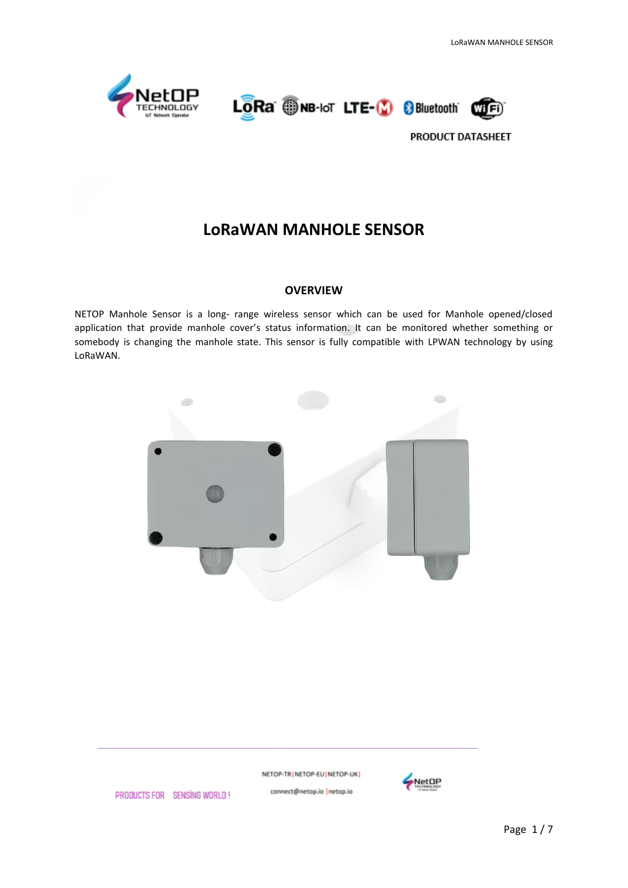PRODUCT DATASHEET

# LoRaWAN MANHOLE SENSOR

## OVERVIEW

NETOP Manhole Sensor is a long- range wireless sensor which can be used for Manhole opened/closed application that provide manhole cover's status information. It can be monitored whether something or somebody is changing the manhole state. This sensor is fully compatible with LPWAN technology by using LoRaWAN.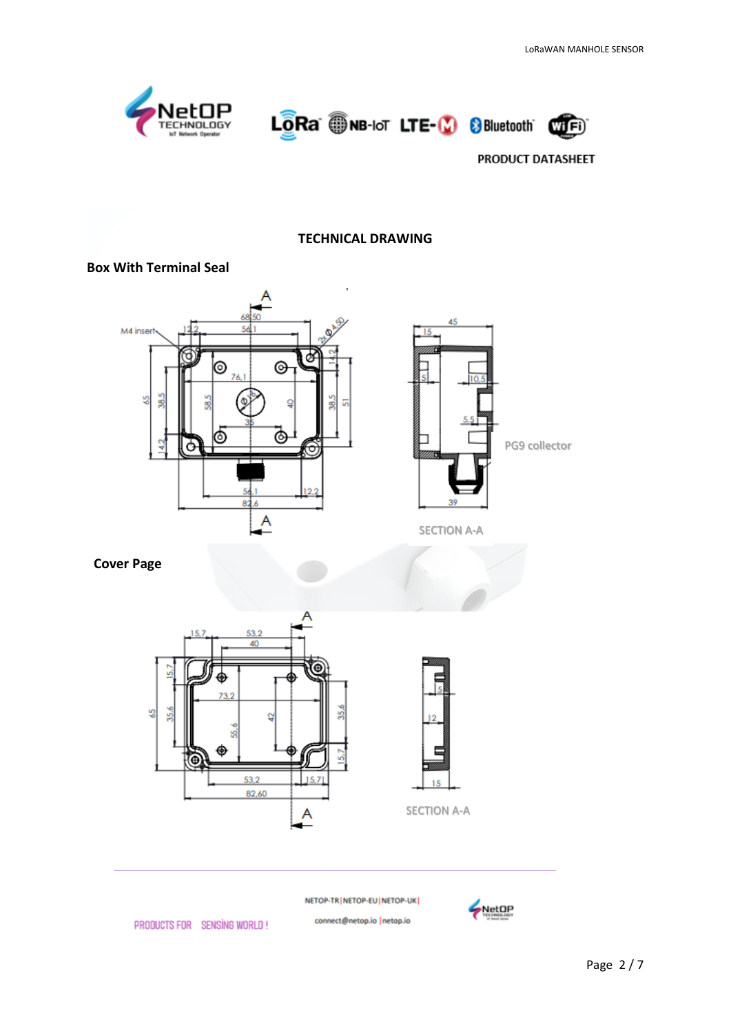## TECHNICAL DRAWING

### Box With Terminal Seal

### Cover Page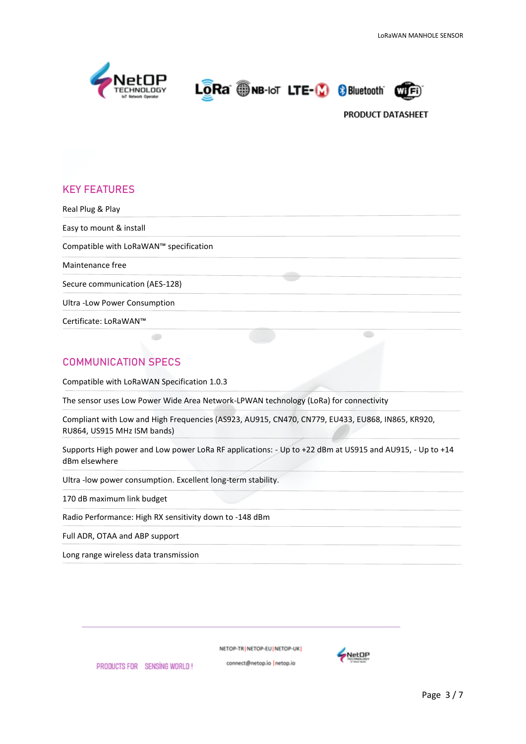## KEY FEATURES

Real Plug & Play

Easy to mount & install

Compatible with LoRaWAN™ specification

Maintenance free

Secure communication (AES-128)

Ultra -Low Power Consumption

Certificate: LoRaWAN™

## COMMUNICATION SPECS

Compatible with LoRaWAN Specification 1.0.3

The sensor uses Low Power Wide Area Network-LPWAN technology (LoRa) for connectivity

Compliant with Low and High Frequencies (AS923, AU915, CN470, CN779, EU433, EU868, IN865, KR920, RU864, US915 MHz ISM bands)

Supports High power and Low power LoRa RF applications: - Up to +22 dBm at US915 and AU915, - Up to +14 dBm elsewhere

Ultra -low power consumption. Excellent long-term stability.

170 dB maximum link budget

Radio Performance: High RX sensitivity down to -148 dBm

Full ADR, OTAA and ABP support

Long range wireless data transmission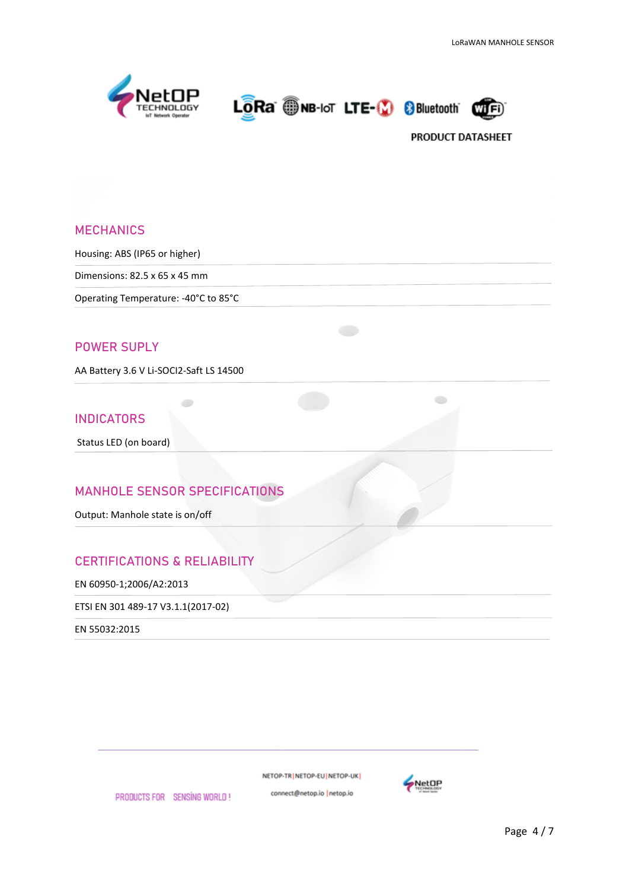## MECHANICS

Housing: ABS (IP65 or higher)

Dimensions: 82.5 x 65 x 45 mm

Operating Temperature: -40°C to 85°C

## POWER SUPLY

AA Battery 3.6 V Li-SOCI2-Saft LS 14500

## INDICATORS

Status LED (on board)

## MANHOLE SENSOR SPECIFICATIONS

Output: Manhole state is on/off

## CERTIFICATIONS & RELIABILITY

EN 60950-1;2006/A2:2013

ETSI EN 301 489-17 V3.1.1(2017-02)

EN 55032:2015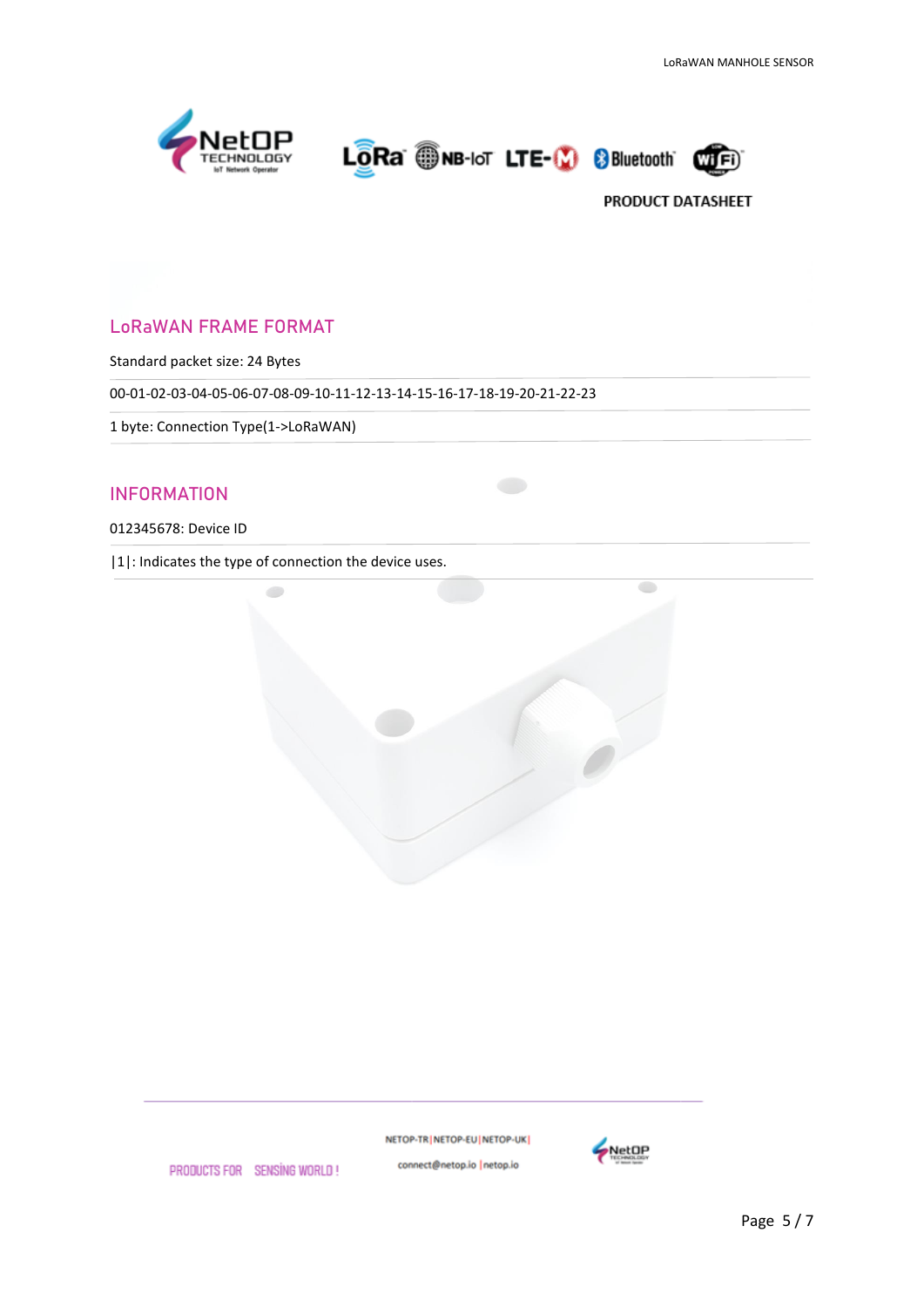## LoRaWAN FRAME FORMAT

Standard packet size: 24 Bytes

00-01-02-03-04-05-06-07-08-09-10-11-12-13-14-15-16-17-18-19-20-21-22-23

1 byte: Connection Type(1->LoRaWAN)

## INFORMATION

012345678: Device ID

|1|: Indicates the type of connection the device uses.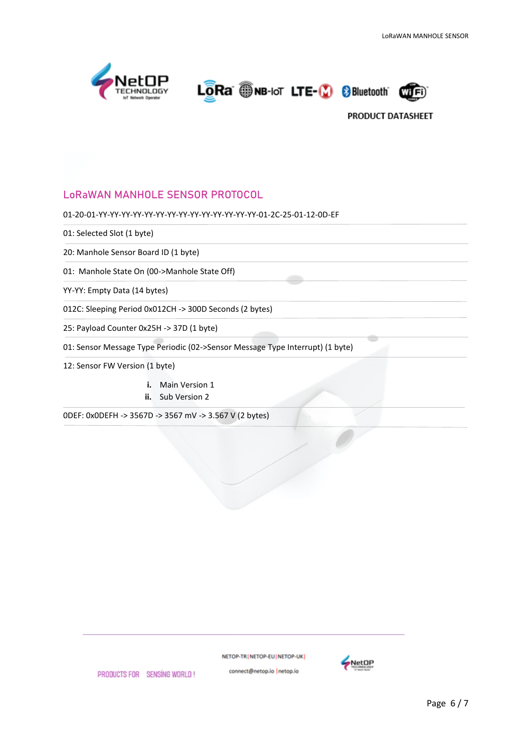## LoRaWAN MANHOLE SENSOR PROTOCOL

01-20-01-YY-YY-YY-YY-YY-YY-YY-YY-YY-YY-YY-YY-YY-YY-01-2C-25-01-12-0D-EF

01: Selected Slot (1 byte)

20: Manhole Sensor Board ID (1 byte)

01: Manhole State On (00->Manhole State Off)

YY-YY: Empty Data (14 bytes)

012C: Sleeping Period 0x012CH -> 300D Seconds (2 bytes)

25: Payload Counter 0x25H -> 37D (1 byte)

01: Sensor Message Type Periodic (02->Sensor Message Type Interrupt) (1 byte)

12: Sensor FW Version (1 byte)

i. Main Version 1
ii. Sub Version 2

0DEF: 0x0DEFH -> 3567D -> 3567 mV -> 3.567 V (2 bytes)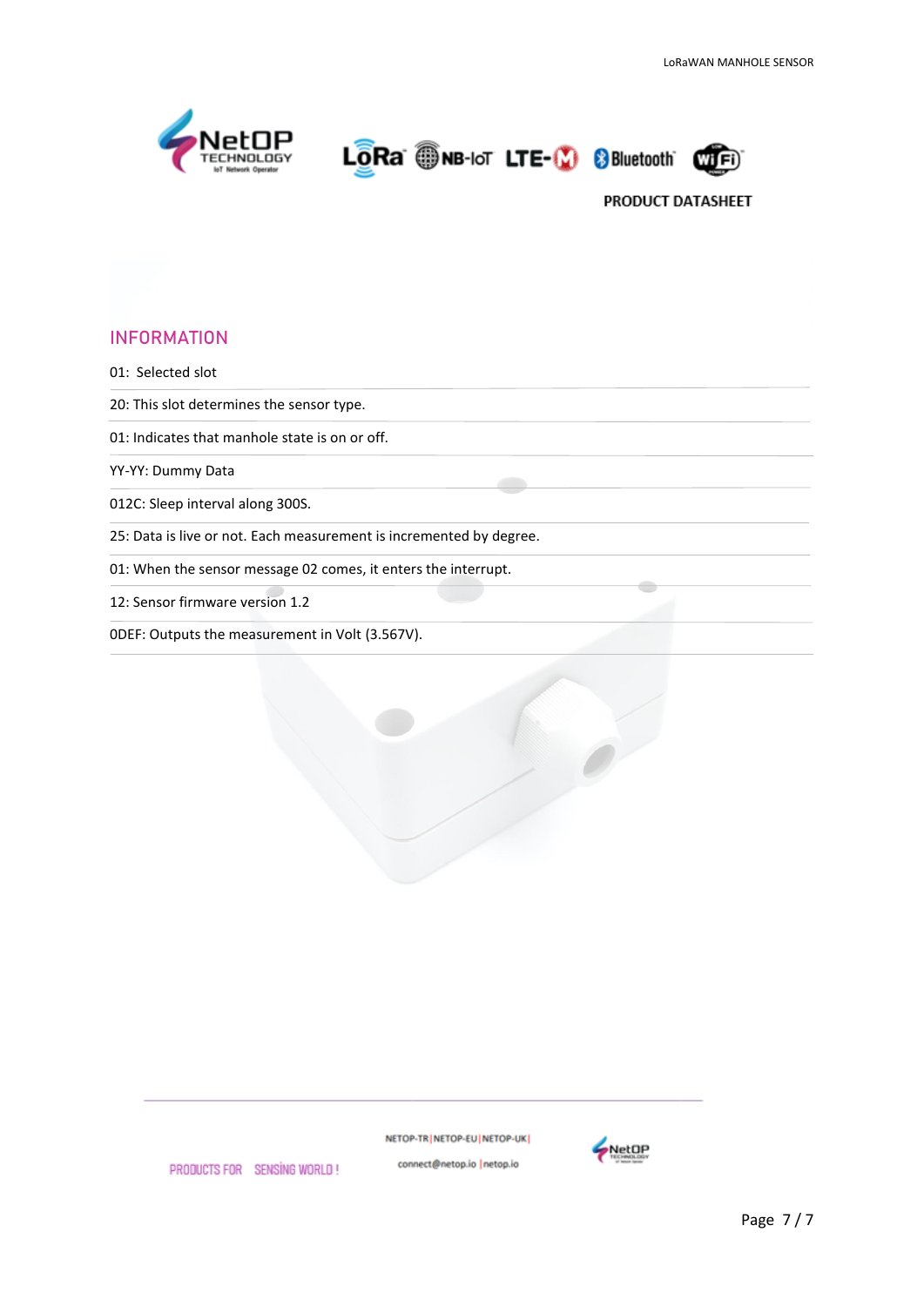## INFORMATION

01: Selected slot

20: This slot determines the sensor type.

01: Indicates that manhole state is on or off.

YY-YY: Dummy Data

012C: Sleep interval along 300S.

25: Data is live or not. Each measurement is incremented by degree.

01: When the sensor message 02 comes, it enters the interrupt.

12: Sensor firmware version 1.2

0DEF: Outputs the measurement in Volt (3.567V).